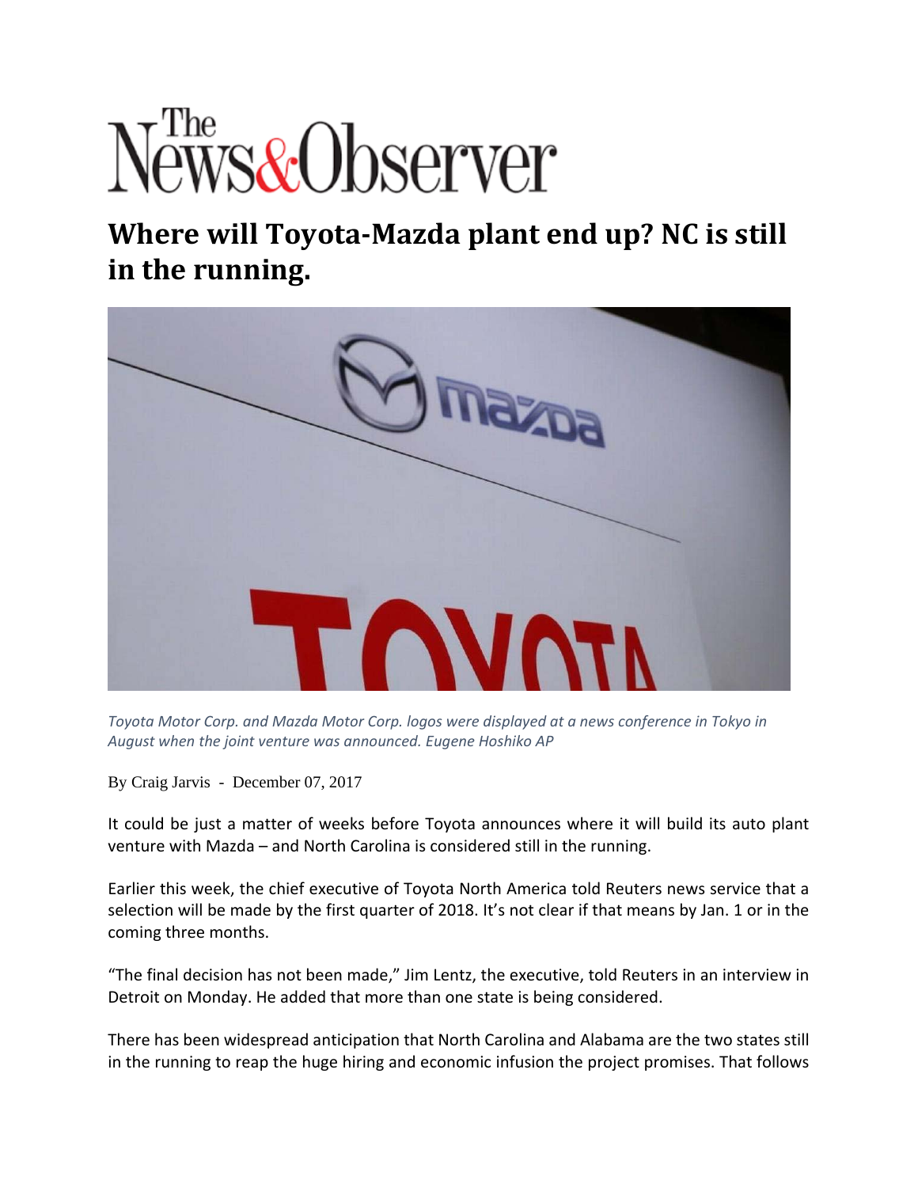# The News&Observer

## Where will Toyota-Mazda plant end up? NC is still in the running.

*Toyota Motor Corp. and Mazda Motor Corp. logos were displayed at a news conference in Tokyo in August when the joint venture was announced. Eugene Hoshiko AP*

By Craig Jarvis - December 07, 2017

It could be just a matter of weeks before Toyota announces where it will build its auto plant venture with Mazda – and North Carolina is considered still in the running.

Earlier this week, the chief executive of Toyota North America told Reuters news service that a selection will be made by the first quarter of 2018. It's not clear if that means by Jan. 1 or in the coming three months.

"The final decision has not been made," Jim Lentz, the executive, told Reuters in an interview in Detroit on Monday. He added that more than one state is being considered.

There has been widespread anticipation that North Carolina and Alabama are the two states still in the running to reap the huge hiring and economic infusion the project promises. That follows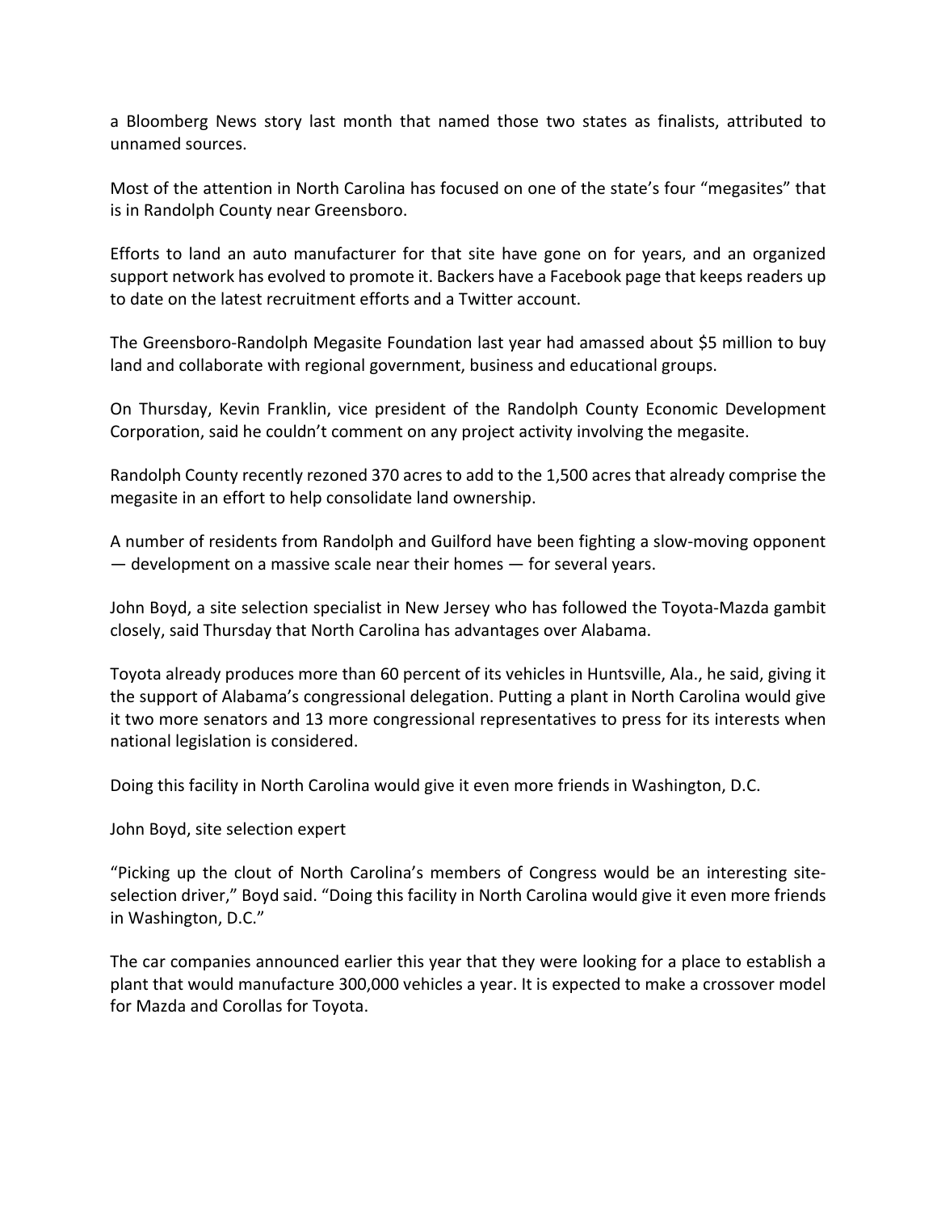a Bloomberg News story last month that named those two states as finalists, attributed to unnamed sources.

Most of the attention in North Carolina has focused on one of the state's four "megasites" that is in Randolph County near Greensboro.

Efforts to land an auto manufacturer for that site have gone on for years, and an organized support network has evolved to promote it. Backers have a Facebook page that keeps readers up to date on the latest recruitment efforts and a Twitter account.

The Greensboro-Randolph Megasite Foundation last year had amassed about $5 million to buy land and collaborate with regional government, business and educational groups.

On Thursday, Kevin Franklin, vice president of the Randolph County Economic Development Corporation, said he couldn't comment on any project activity involving the megasite.

Randolph County recently rezoned 370 acres to add to the 1,500 acres that already comprise the megasite in an effort to help consolidate land ownership.

A number of residents from Randolph and Guilford have been fighting a slow-moving opponent — development on a massive scale near their homes — for several years.

John Boyd, a site selection specialist in New Jersey who has followed the Toyota-Mazda gambit closely, said Thursday that North Carolina has advantages over Alabama.

Toyota already produces more than 60 percent of its vehicles in Huntsville, Ala., he said, giving it the support of Alabama's congressional delegation. Putting a plant in North Carolina would give it two more senators and 13 more congressional representatives to press for its interests when national legislation is considered.

Doing this facility in North Carolina would give it even more friends in Washington, D.C.

John Boyd, site selection expert

"Picking up the clout of North Carolina's members of Congress would be an interesting site-selection driver," Boyd said. "Doing this facility in North Carolina would give it even more friends in Washington, D.C."

The car companies announced earlier this year that they were looking for a place to establish a plant that would manufacture 300,000 vehicles a year. It is expected to make a crossover model for Mazda and Corollas for Toyota.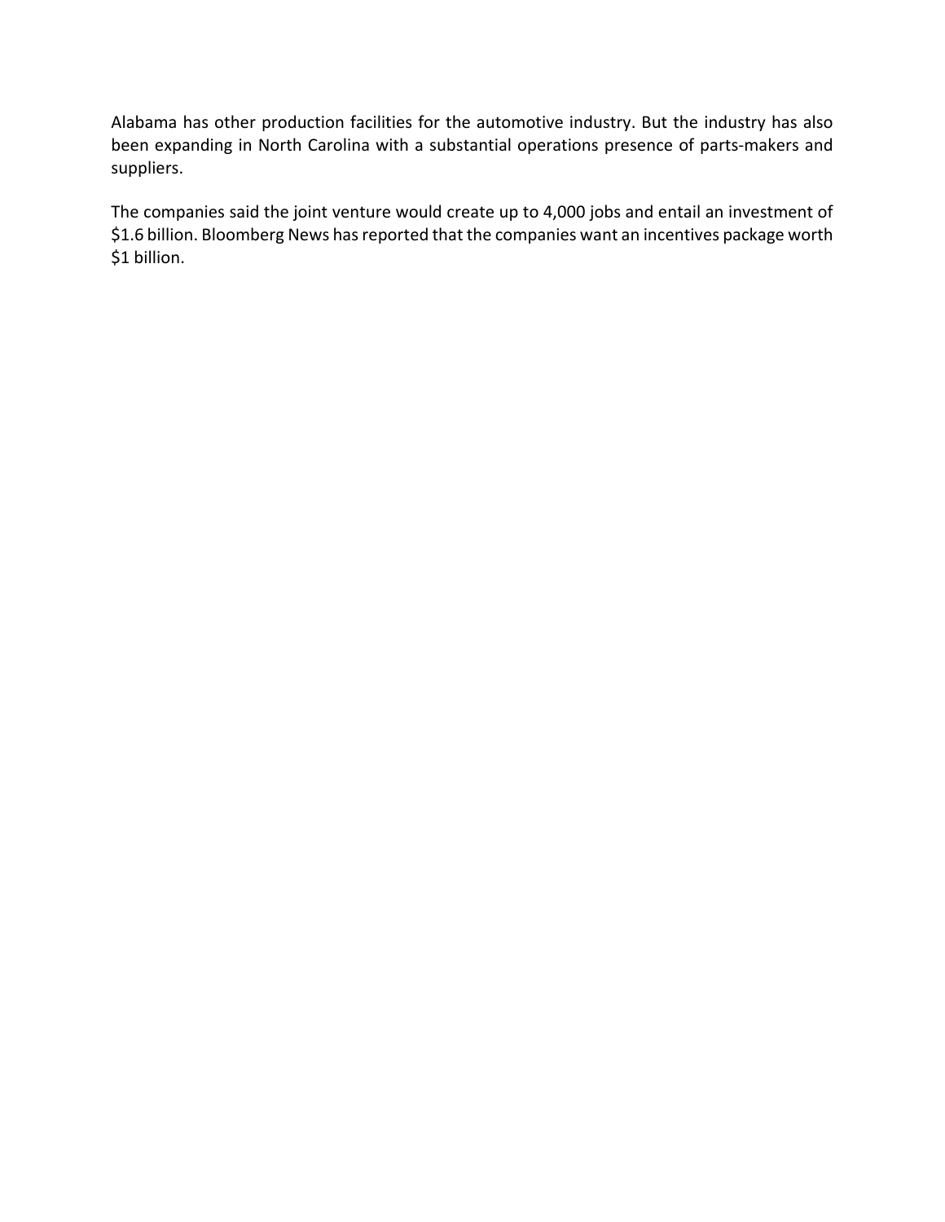Alabama has other production facilities for the automotive industry. But the industry has also been expanding in North Carolina with a substantial operations presence of parts-makers and suppliers.

The companies said the joint venture would create up to 4,000 jobs and entail an investment of $1.6 billion. Bloomberg News has reported that the companies want an incentives package worth $1 billion.